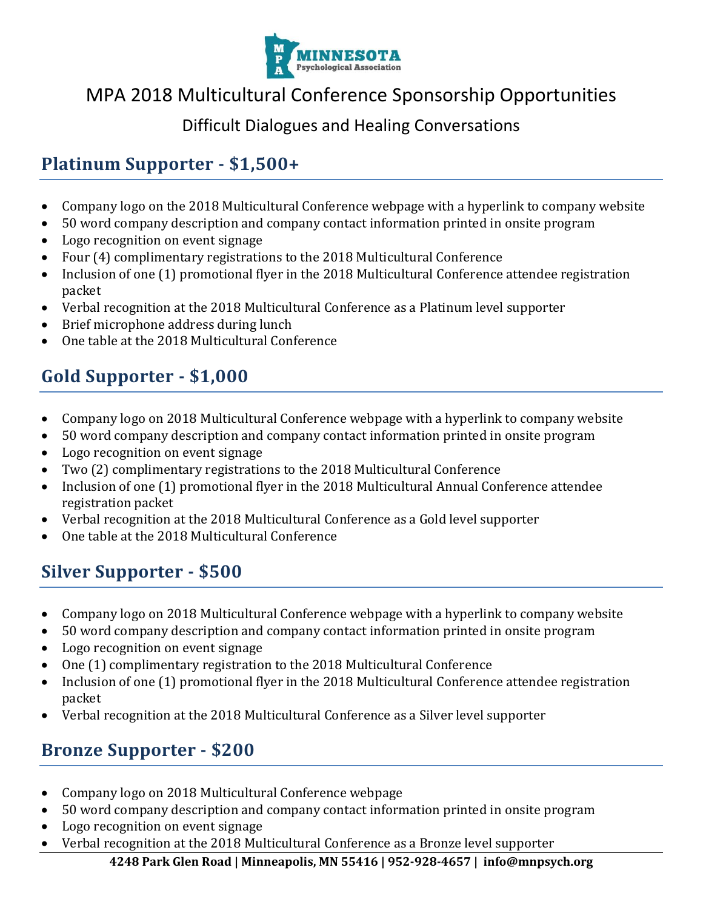# MPA 2018 Multicultural Conference Sponsorship Opportunities

## Difficult Dialogues and Healing Conversations

## Platinum Supporter - $1,500+

- Company logo on the 2018 Multicultural Conference webpage with a hyperlink to company website
- 50 word company description and company contact information printed in onsite program
- Logo recognition on event signage
- Four (4) complimentary registrations to the 2018 Multicultural Conference
- Inclusion of one (1) promotional flyer in the 2018 Multicultural Conference attendee registration packet
- Verbal recognition at the 2018 Multicultural Conference as a Platinum level supporter
- Brief microphone address during lunch
- One table at the 2018 Multicultural Conference

## Gold Supporter - $1,000

- Company logo on 2018 Multicultural Conference webpage with a hyperlink to company website
- 50 word company description and company contact information printed in onsite program
- Logo recognition on event signage
- Two (2) complimentary registrations to the 2018 Multicultural Conference
- Inclusion of one (1) promotional flyer in the 2018 Multicultural Annual Conference attendee registration packet
- Verbal recognition at the 2018 Multicultural Conference as a Gold level supporter
- One table at the 2018 Multicultural Conference

## Silver Supporter - $500

- Company logo on 2018 Multicultural Conference webpage with a hyperlink to company website
- 50 word company description and company contact information printed in onsite program
- Logo recognition on event signage
- One (1) complimentary registration to the 2018 Multicultural Conference
- Inclusion of one (1) promotional flyer in the 2018 Multicultural Conference attendee registration packet
- Verbal recognition at the 2018 Multicultural Conference as a Silver level supporter

## Bronze Supporter - $200

- Company logo on 2018 Multicultural Conference webpage
- 50 word company description and company contact information printed in onsite program
- Logo recognition on event signage
- Verbal recognition at the 2018 Multicultural Conference as a Bronze level supporter

**4248 Park Glen Road | Minneapolis, MN 55416 | 952-928-4657 | info@mnpsych.org**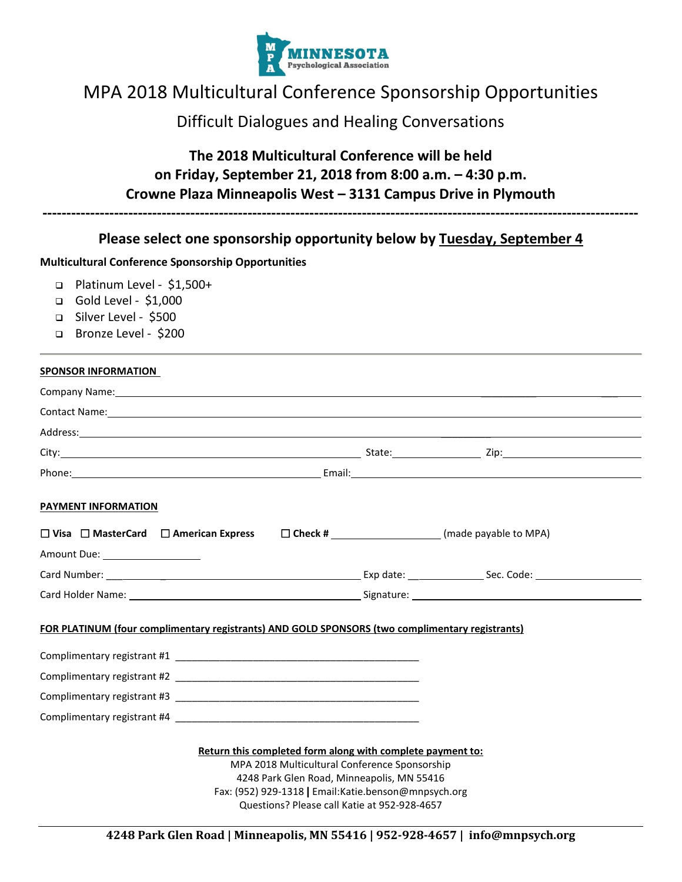# MPA 2018 Multicultural Conference Sponsorship Opportunities

## Difficult Dialogues and Healing Conversations

**The 2018 Multicultural Conference will be held**
**on Friday, September 21, 2018 from 8:00 a.m. – 4:30 p.m.**
**Crowne Plaza Minneapolis West – 3131 Campus Drive in Plymouth**

---

### Please select one sponsorship opportunity below by Tuesday, September 4

**Multicultural Conference Sponsorship Opportunities**

- ☐ Platinum Level - $1,500+
- ☐ Gold Level - $1,000
- ☐ Silver Level - $500
- ☐ Bronze Level - $200

---

**SPONSOR INFORMATION**

Company Name: ______________________________

Contact Name: ______________________________

Address: ______________________________

City: ____________________ State: __________ Zip: __________

Phone: ____________________ Email: ____________________

**PAYMENT INFORMATION**

☐ **Visa** ☐ **MasterCard** ☐ **American Express** ☐ **Check #** __________ (made payable to MPA)

Amount Due: __________

Card Number: ____________________ Exp date: __________ Sec. Code: __________

Card Holder Name: ____________________ Signature: ____________________

**FOR PLATINUM (four complimentary registrants) AND GOLD SPONSORS (two complimentary registrants)**

Complimentary registrant #1 ______________________________

Complimentary registrant #2 ______________________________

Complimentary registrant #3 ______________________________

Complimentary registrant #4 ______________________________

**Return this completed form along with complete payment to:**
MPA 2018 Multicultural Conference Sponsorship
4248 Park Glen Road, Minneapolis, MN 55416
Fax: (952) 929-1318 | Email:Katie.benson@mnpsych.org
Questions? Please call Katie at 952-928-4657

**4248 Park Glen Road | Minneapolis, MN 55416 | 952-928-4657 | info@mnpsych.org**